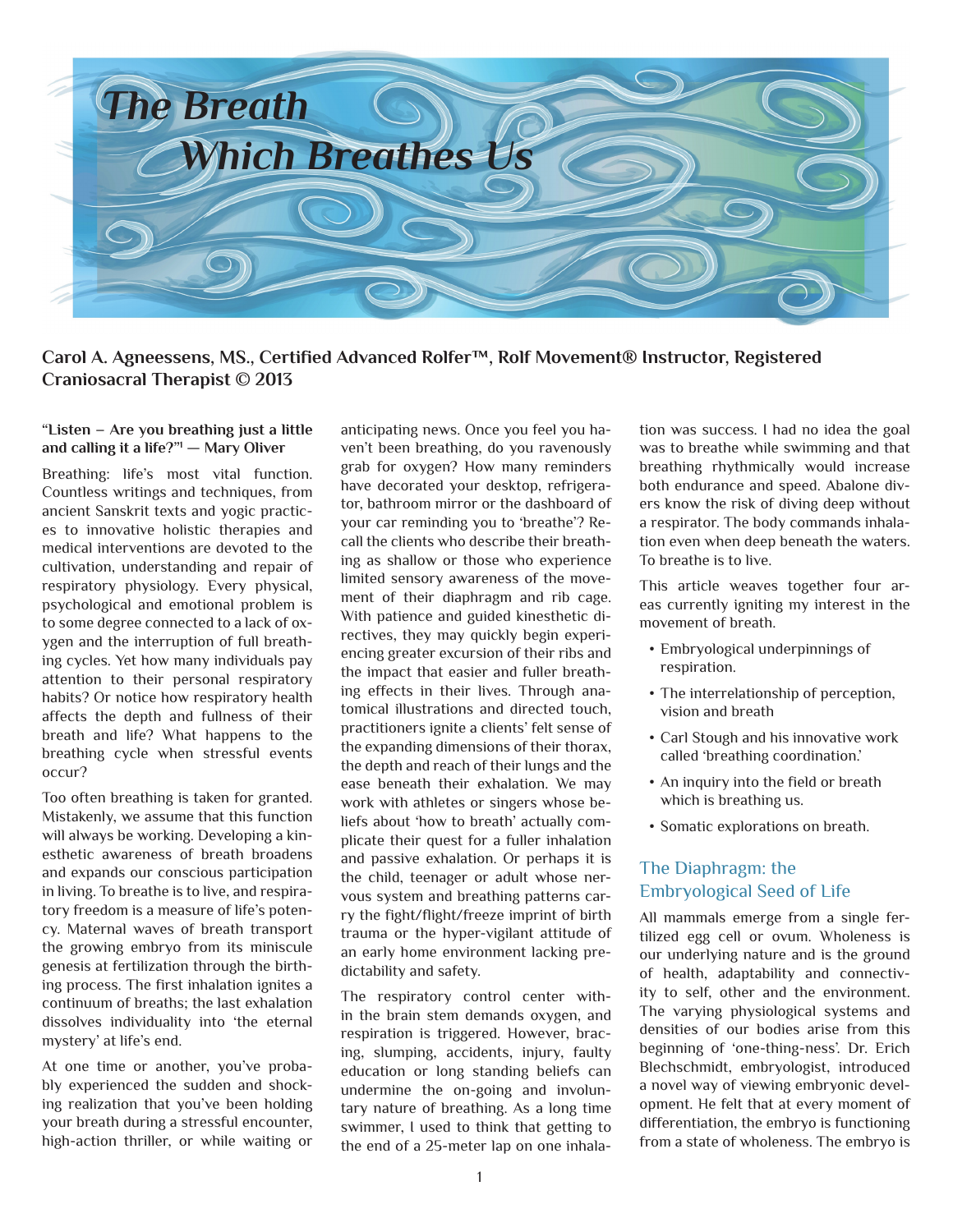# The Breath Which Breathes Us

**Carol A. Agneessens, MS., Certified Advanced Rolfer™, Rolf Movement® Instructor, Registered Craniosacral Therapist © 2013**

**"Listen – Are you breathing just a little and calling it a life?"[1] — Mary Oliver**

Breathing: life's most vital function. Countless writings and techniques, from ancient Sanskrit texts and yogic practices to innovative holistic therapies and medical interventions are devoted to the cultivation, understanding and repair of respiratory physiology. Every physical, psychological and emotional problem is to some degree connected to a lack of oxygen and the interruption of full breathing cycles. Yet how many individuals pay attention to their personal respiratory habits? Or notice how respiratory health affects the depth and fullness of their breath and life? What happens to the breathing cycle when stressful events occur?

Too often breathing is taken for granted. Mistakenly, we assume that this function will always be working. Developing a kinesthetic awareness of breath broadens and expands our conscious participation in living. To breathe is to live, and respiratory freedom is a measure of life's potency. Maternal waves of breath transport the growing embryo from its miniscule genesis at fertilization through the birthing process. The first inhalation ignites a continuum of breaths; the last exhalation dissolves individuality into 'the eternal mystery' at life's end.

At one time or another, you've probably experienced the sudden and shocking realization that you've been holding your breath during a stressful encounter, high-action thriller, or while waiting or anticipating news. Once you feel you haven't been breathing, do you ravenously grab for oxygen? How many reminders have decorated your desktop, refrigerator, bathroom mirror or the dashboard of your car reminding you to 'breathe'? Recall the clients who describe their breathing as shallow or those who experience limited sensory awareness of the movement of their diaphragm and rib cage. With patience and guided kinesthetic directives, they may quickly begin experiencing greater excursion of their ribs and the impact that easier and fuller breathing effects in their lives. Through anatomical illustrations and directed touch, practitioners ignite a clients' felt sense of the expanding dimensions of their thorax, the depth and reach of their lungs and the ease beneath their exhalation. We may work with athletes or singers whose beliefs about 'how to breath' actually complicate their quest for a fuller inhalation and passive exhalation. Or perhaps it is the child, teenager or adult whose nervous system and breathing patterns carry the fight/flight/freeze imprint of birth trauma or the hyper-vigilant attitude of an early home environment lacking predictability and safety.

The respiratory control center within the brain stem demands oxygen, and respiration is triggered. However, bracing, slumping, accidents, injury, faulty education or long standing beliefs can undermine the on-going and involuntary nature of breathing. As a long time swimmer, I used to think that getting to the end of a 25-meter lap on one inhalation was success. I had no idea the goal was to breathe while swimming and that breathing rhythmically would increase both endurance and speed. Abalone divers know the risk of diving deep without a respirator. The body commands inhalation even when deep beneath the waters. To breathe is to live.

This article weaves together four areas currently igniting my interest in the movement of breath.

- Embryological underpinnings of respiration.
- The interrelationship of perception, vision and breath
- Carl Stough and his innovative work called 'breathing coordination.'
- An inquiry into the field or breath which is breathing us.
- Somatic explorations on breath.

## The Diaphragm: the Embryological Seed of Life

All mammals emerge from a single fertilized egg cell or ovum. Wholeness is our underlying nature and is the ground of health, adaptability and connectivity to self, other and the environment. The varying physiological systems and densities of our bodies arise from this beginning of 'one-thing-ness'. Dr. Erich Blechschmidt, embryologist, introduced a novel way of viewing embryonic development. He felt that at every moment of differentiation, the embryo is functioning from a state of wholeness. The embryo is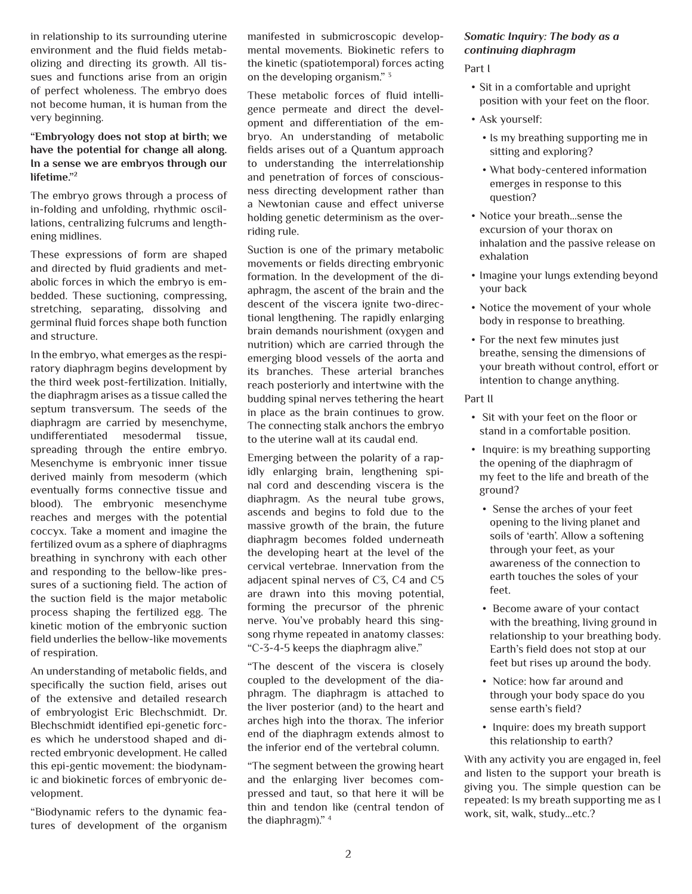in relationship to its surrounding uterine environment and the fluid fields metabolizing and directing its growth. All tissues and functions arise from an origin of perfect wholeness. The embryo does not become human, it is human from the very beginning.

**"Embryology does not stop at birth; we have the potential for change all along. In a sense we are embryos through our lifetime."**[2]

The embryo grows through a process of in-folding and unfolding, rhythmic oscillations, centralizing fulcrums and lengthening midlines.

These expressions of form are shaped and directed by fluid gradients and metabolic forces in which the embryo is embedded. These suctioning, compressing, stretching, separating, dissolving and germinal fluid forces shape both function and structure.

In the embryo, what emerges as the respiratory diaphragm begins development by the third week post-fertilization. Initially, the diaphragm arises as a tissue called the septum transversum. The seeds of the diaphragm are carried by mesenchyme, undifferentiated mesodermal tissue, spreading through the entire embryo. Mesenchyme is embryonic inner tissue derived mainly from mesoderm (which eventually forms connective tissue and blood). The embryonic mesenchyme reaches and merges with the potential coccyx. Take a moment and imagine the fertilized ovum as a sphere of diaphragms breathing in synchrony with each other and responding to the bellow-like pressures of a suctioning field. The action of the suction field is the major metabolic process shaping the fertilized egg. The kinetic motion of the embryonic suction field underlies the bellow-like movements of respiration.

An understanding of metabolic fields, and specifically the suction field, arises out of the extensive and detailed research of embryologist Eric Blechschmidt. Dr. Blechschmidt identified epi-genetic forces which he understood shaped and directed embryonic development. He called this epi-gentic movement: the biodynamic and biokinetic forces of embryonic development.

"Biodynamic refers to the dynamic features of development of the organism manifested in submicroscopic developmental movements. Biokinetic refers to the kinetic (spatiotemporal) forces acting on the developing organism." [3]

These metabolic forces of fluid intelligence permeate and direct the development and differentiation of the embryo. An understanding of metabolic fields arises out of a Quantum approach to understanding the interrelationship and penetration of forces of consciousness directing development rather than a Newtonian cause and effect universe holding genetic determinism as the overriding rule.

Suction is one of the primary metabolic movements or fields directing embryonic formation. In the development of the diaphragm, the ascent of the brain and the descent of the viscera ignite two-directional lengthening. The rapidly enlarging brain demands nourishment (oxygen and nutrition) which are carried through the emerging blood vessels of the aorta and its branches. These arterial branches reach posteriorly and intertwine with the budding spinal nerves tethering the heart in place as the brain continues to grow. The connecting stalk anchors the embryo to the uterine wall at its caudal end.

Emerging between the polarity of a rapidly enlarging brain, lengthening spinal cord and descending viscera is the diaphragm. As the neural tube grows, ascends and begins to fold due to the massive growth of the brain, the future diaphragm becomes folded underneath the developing heart at the level of the cervical vertebrae. Innervation from the adjacent spinal nerves of C3, C4 and C5 are drawn into this moving potential, forming the precursor of the phrenic nerve. You've probably heard this sing-song rhyme repeated in anatomy classes: "C-3-4-5 keeps the diaphragm alive."

"The descent of the viscera is closely coupled to the development of the diaphragm. The diaphragm is attached to the liver posterior (and) to the heart and arches high into the thorax. The inferior end of the diaphragm extends almost to the inferior end of the vertebral column.

"The segment between the growing heart and the enlarging liver becomes compressed and taut, so that here it will be thin and tendon like (central tendon of the diaphragm)." [4]

***Somatic Inquiry: The body as a continuing diaphragm***

Part I

- Sit in a comfortable and upright position with your feet on the floor.
- Ask yourself:
  - Is my breathing supporting me in sitting and exploring?
  - What body-centered information emerges in response to this question?
- Notice your breath...sense the excursion of your thorax on inhalation and the passive release on exhalation
- Imagine your lungs extending beyond your back
- Notice the movement of your whole body in response to breathing.
- For the next few minutes just breathe, sensing the dimensions of your breath without control, effort or intention to change anything.

Part II

- Sit with your feet on the floor or stand in a comfortable position.
- Inquire: is my breathing supporting the opening of the diaphragm of my feet to the life and breath of the ground?
  - Sense the arches of your feet opening to the living planet and soils of 'earth'. Allow a softening through your feet, as your awareness of the connection to earth touches the soles of your feet.
  - Become aware of your contact with the breathing, living ground in relationship to your breathing body. Earth's field does not stop at our feet but rises up around the body.
  - Notice: how far around and through your body space do you sense earth's field?
  - Inquire: does my breath support this relationship to earth?

With any activity you are engaged in, feel and listen to the support your breath is giving you. The simple question can be repeated: Is my breath supporting me as I work, sit, walk, study...etc.?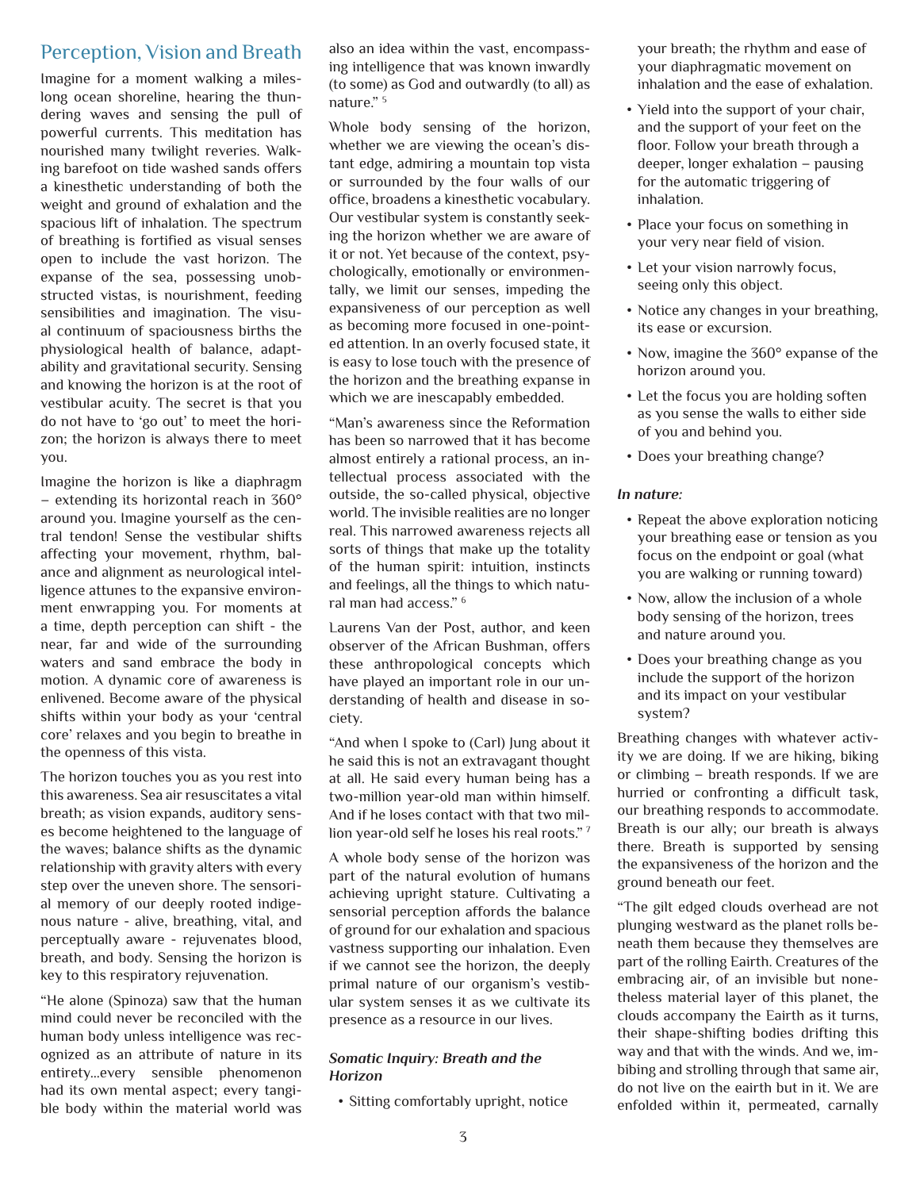## Perception, Vision and Breath

Imagine for a moment walking a miles-long ocean shoreline, hearing the thundering waves and sensing the pull of powerful currents. This meditation has nourished many twilight reveries. Walking barefoot on tide washed sands offers a kinesthetic understanding of both the weight and ground of exhalation and the spacious lift of inhalation. The spectrum of breathing is fortified as visual senses open to include the vast horizon. The expanse of the sea, possessing unobstructed vistas, is nourishment, feeding sensibilities and imagination. The visual continuum of spaciousness births the physiological health of balance, adaptability and gravitational security. Sensing and knowing the horizon is at the root of vestibular acuity. The secret is that you do not have to 'go out' to meet the horizon; the horizon is always there to meet you.

Imagine the horizon is like a diaphragm – extending its horizontal reach in 360° around you. Imagine yourself as the central tendon! Sense the vestibular shifts affecting your movement, rhythm, balance and alignment as neurological intelligence attunes to the expansive environment enwrapping you. For moments at a time, depth perception can shift - the near, far and wide of the surrounding waters and sand embrace the body in motion. A dynamic core of awareness is enlivened. Become aware of the physical shifts within your body as your 'central core' relaxes and you begin to breathe in the openness of this vista.

The horizon touches you as you rest into this awareness. Sea air resuscitates a vital breath; as vision expands, auditory senses become heightened to the language of the waves; balance shifts as the dynamic relationship with gravity alters with every step over the uneven shore. The sensorial memory of our deeply rooted indigenous nature - alive, breathing, vital, and perceptually aware - rejuvenates blood, breath, and body. Sensing the horizon is key to this respiratory rejuvenation.

"He alone (Spinoza) saw that the human mind could never be reconciled with the human body unless intelligence was recognized as an attribute of nature in its entirety…every sensible phenomenon had its own mental aspect; every tangible body within the material world was also an idea within the vast, encompassing intelligence that was known inwardly (to some) as God and outwardly (to all) as nature." [5]

Whole body sensing of the horizon, whether we are viewing the ocean's distant edge, admiring a mountain top vista or surrounded by the four walls of our office, broadens a kinesthetic vocabulary. Our vestibular system is constantly seeking the horizon whether we are aware of it or not. Yet because of the context, psychologically, emotionally or environmentally, we limit our senses, impeding the expansiveness of our perception as well as becoming more focused in one-pointed attention. In an overly focused state, it is easy to lose touch with the presence of the horizon and the breathing expanse in which we are inescapably embedded.

"Man's awareness since the Reformation has been so narrowed that it has become almost entirely a rational process, an intellectual process associated with the outside, the so-called physical, objective world. The invisible realities are no longer real. This narrowed awareness rejects all sorts of things that make up the totality of the human spirit: intuition, instincts and feelings, all the things to which natural man had access." [6]

Laurens Van der Post, author, and keen observer of the African Bushman, offers these anthropological concepts which have played an important role in our understanding of health and disease in society.

"And when I spoke to (Carl) Jung about it he said this is not an extravagant thought at all. He said every human being has a two-million year-old man within himself. And if he loses contact with that two million year-old self he loses his real roots." [7]

A whole body sense of the horizon was part of the natural evolution of humans achieving upright stature. Cultivating a sensorial perception affords the balance of ground for our exhalation and spacious vastness supporting our inhalation. Even if we cannot see the horizon, the deeply primal nature of our organism's vestibular system senses it as we cultivate its presence as a resource in our lives.

***Somatic Inquiry: Breath and the Horizon***

- Sitting comfortably upright, notice your breath; the rhythm and ease of your diaphragmatic movement on inhalation and the ease of exhalation.
- Yield into the support of your chair, and the support of your feet on the floor. Follow your breath through a deeper, longer exhalation – pausing for the automatic triggering of inhalation.
- Place your focus on something in your very near field of vision.
- Let your vision narrowly focus, seeing only this object.
- Notice any changes in your breathing, its ease or excursion.
- Now, imagine the 360° expanse of the horizon around you.
- Let the focus you are holding soften as you sense the walls to either side of you and behind you.
- Does your breathing change?

***In nature:***

- Repeat the above exploration noticing your breathing ease or tension as you focus on the endpoint or goal (what you are walking or running toward)
- Now, allow the inclusion of a whole body sensing of the horizon, trees and nature around you.
- Does your breathing change as you include the support of the horizon and its impact on your vestibular system?

Breathing changes with whatever activity we are doing. If we are hiking, biking or climbing – breath responds. If we are hurried or confronting a difficult task, our breathing responds to accommodate. Breath is our ally; our breath is always there. Breath is supported by sensing the expansiveness of the horizon and the ground beneath our feet.

"The gilt edged clouds overhead are not plunging westward as the planet rolls beneath them because they themselves are part of the rolling Eairth. Creatures of the embracing air, of an invisible but nonetheless material layer of this planet, the clouds accompany the Eairth as it turns, their shape-shifting bodies drifting this way and that with the winds. And we, imbibing and strolling through that same air, do not live on the eairth but in it. We are enfolded within it, permeated, carnally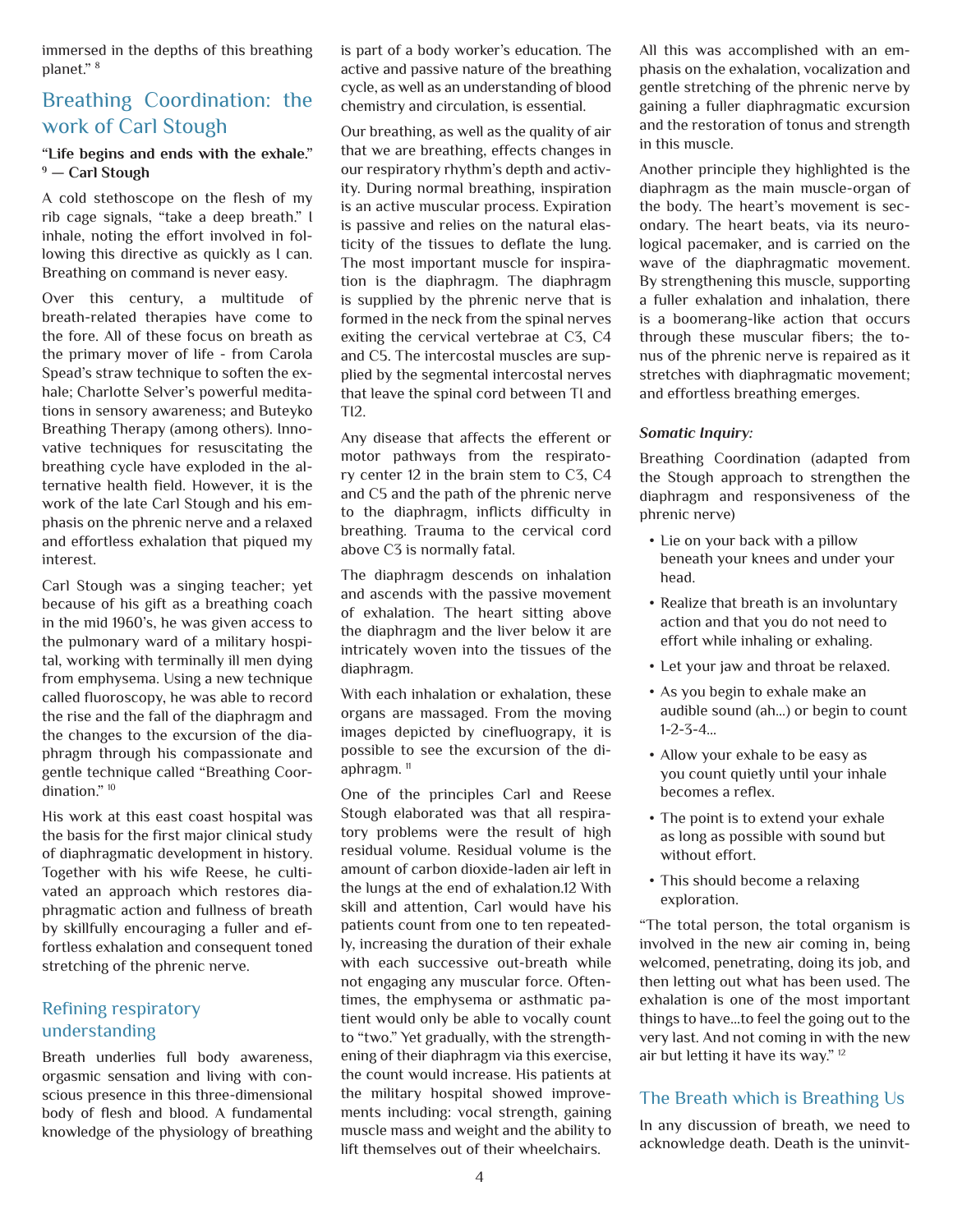immersed in the depths of this breathing planet." [8]

## Breathing Coordination: the work of Carl Stough

**"Life begins and ends with the exhale." [9] — Carl Stough**

A cold stethoscope on the flesh of my rib cage signals, "take a deep breath." I inhale, noting the effort involved in following this directive as quickly as I can. Breathing on command is never easy.

Over this century, a multitude of breath-related therapies have come to the fore. All of these focus on breath as the primary mover of life - from Carola Spead's straw technique to soften the exhale; Charlotte Selver's powerful meditations in sensory awareness; and Buteyko Breathing Therapy (among others). Innovative techniques for resuscitating the breathing cycle have exploded in the alternative health field. However, it is the work of the late Carl Stough and his emphasis on the phrenic nerve and a relaxed and effortless exhalation that piqued my interest.

Carl Stough was a singing teacher; yet because of his gift as a breathing coach in the mid 1960's, he was given access to the pulmonary ward of a military hospital, working with terminally ill men dying from emphysema. Using a new technique called fluoroscopy, he was able to record the rise and the fall of the diaphragm and the changes to the excursion of the diaphragm through his compassionate and gentle technique called "Breathing Coordination." [10]

His work at this east coast hospital was the basis for the first major clinical study of diaphragmatic development in history. Together with his wife Reese, he cultivated an approach which restores diaphragmatic action and fullness of breath by skillfully encouraging a fuller and effortless exhalation and consequent toned stretching of the phrenic nerve.

### Refining respiratory understanding

Breath underlies full body awareness, orgasmic sensation and living with conscious presence in this three-dimensional body of flesh and blood. A fundamental knowledge of the physiology of breathing is part of a body worker's education. The active and passive nature of the breathing cycle, as well as an understanding of blood chemistry and circulation, is essential.

Our breathing, as well as the quality of air that we are breathing, effects changes in our respiratory rhythm's depth and activity. During normal breathing, inspiration is an active muscular process. Expiration is passive and relies on the natural elasticity of the tissues to deflate the lung. The most important muscle for inspiration is the diaphragm. The diaphragm is supplied by the phrenic nerve that is formed in the neck from the spinal nerves exiting the cervical vertebrae at C3, C4 and C5. The intercostal muscles are supplied by the segmental intercostal nerves that leave the spinal cord between T1 and T12.

Any disease that affects the efferent or motor pathways from the respiratory center 12 in the brain stem to C3, C4 and C5 and the path of the phrenic nerve to the diaphragm, inflicts difficulty in breathing. Trauma to the cervical cord above C3 is normally fatal.

The diaphragm descends on inhalation and ascends with the passive movement of exhalation. The heart sitting above the diaphragm and the liver below it are intricately woven into the tissues of the diaphragm.

With each inhalation or exhalation, these organs are massaged. From the moving images depicted by cinefluograpy, it is possible to see the excursion of the diaphragm. [11]

One of the principles Carl and Reese Stough elaborated was that all respiratory problems were the result of high residual volume. Residual volume is the amount of carbon dioxide-laden air left in the lungs at the end of exhalation.12 With skill and attention, Carl would have his patients count from one to ten repeatedly, increasing the duration of their exhale with each successive out-breath while not engaging any muscular force. Oftentimes, the emphysema or asthmatic patient would only be able to vocally count to "two." Yet gradually, with the strengthening of their diaphragm via this exercise, the count would increase. His patients at the military hospital showed improvements including: vocal strength, gaining muscle mass and weight and the ability to lift themselves out of their wheelchairs.

All this was accomplished with an emphasis on the exhalation, vocalization and gentle stretching of the phrenic nerve by gaining a fuller diaphragmatic excursion and the restoration of tonus and strength in this muscle.

Another principle they highlighted is the diaphragm as the main muscle-organ of the body. The heart's movement is secondary. The heart beats, via its neurological pacemaker, and is carried on the wave of the diaphragmatic movement. By strengthening this muscle, supporting a fuller exhalation and inhalation, there is a boomerang-like action that occurs through these muscular fibers; the tonus of the phrenic nerve is repaired as it stretches with diaphragmatic movement; and effortless breathing emerges.

***Somatic Inquiry:***

Breathing Coordination (adapted from the Stough approach to strengthen the diaphragm and responsiveness of the phrenic nerve)

- Lie on your back with a pillow beneath your knees and under your head.
- Realize that breath is an involuntary action and that you do not need to effort while inhaling or exhaling.
- Let your jaw and throat be relaxed.
- As you begin to exhale make an audible sound (ah...) or begin to count 1-2-3-4...
- Allow your exhale to be easy as you count quietly until your inhale becomes a reflex.
- The point is to extend your exhale as long as possible with sound but without effort.
- This should become a relaxing exploration.

"The total person, the total organism is involved in the new air coming in, being welcomed, penetrating, doing its job, and then letting out what has been used. The exhalation is one of the most important things to have...to feel the going out to the very last. And not coming in with the new air but letting it have its way." [12]

## The Breath which is Breathing Us

In any discussion of breath, we need to acknowledge death. Death is the uninvit-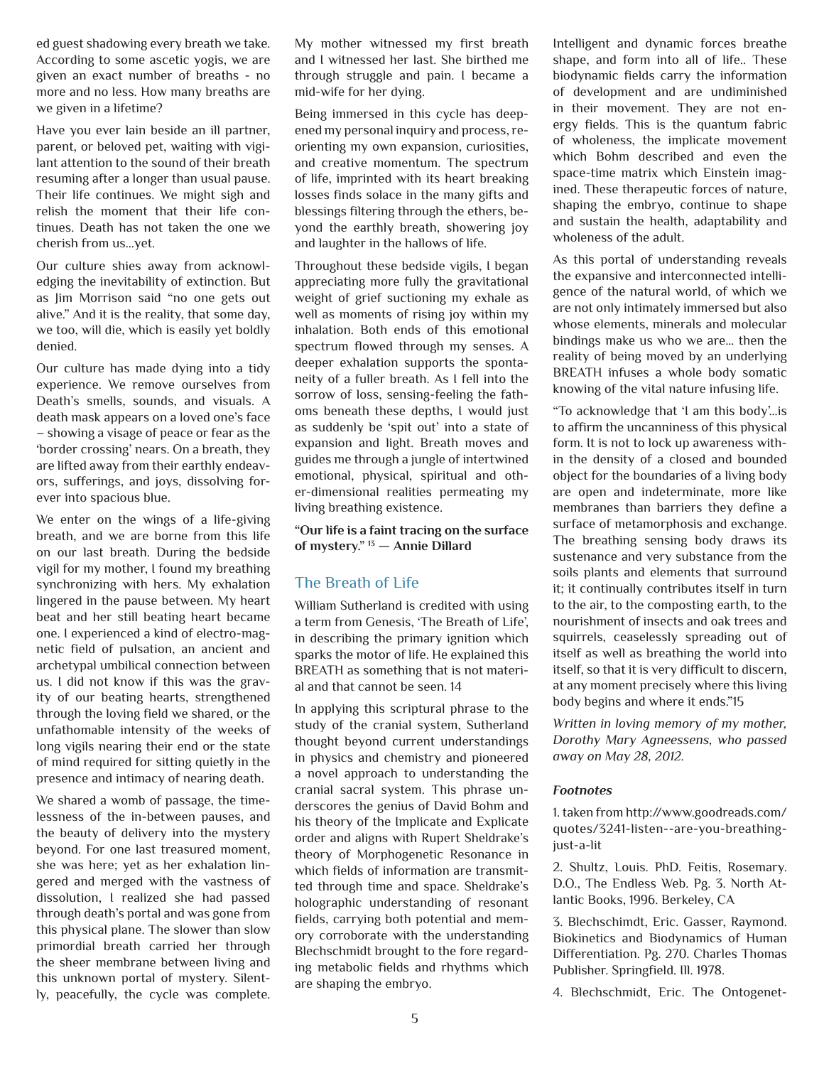ed guest shadowing every breath we take. According to some ascetic yogis, we are given an exact number of breaths - no more and no less. How many breaths are we given in a lifetime?

Have you ever lain beside an ill partner, parent, or beloved pet, waiting with vigilant attention to the sound of their breath resuming after a longer than usual pause. Their life continues. We might sigh and relish the moment that their life continues. Death has not taken the one we cherish from us...yet.

Our culture shies away from acknowledging the inevitability of extinction. But as Jim Morrison said "no one gets out alive." And it is the reality, that some day, we too, will die, which is easily yet boldly denied.

Our culture has made dying into a tidy experience. We remove ourselves from Death's smells, sounds, and visuals. A death mask appears on a loved one's face – showing a visage of peace or fear as the 'border crossing' nears. On a breath, they are lifted away from their earthly endeavors, sufferings, and joys, dissolving forever into spacious blue.

We enter on the wings of a life-giving breath, and we are borne from this life on our last breath. During the bedside vigil for my mother, I found my breathing synchronizing with hers. My exhalation lingered in the pause between. My heart beat and her still beating heart became one. I experienced a kind of electro-magnetic field of pulsation, an ancient and archetypal umbilical connection between us. I did not know if this was the gravity of our beating hearts, strengthened through the loving field we shared, or the unfathomable intensity of the weeks of long vigils nearing their end or the state of mind required for sitting quietly in the presence and intimacy of nearing death.

We shared a womb of passage, the timelessness of the in-between pauses, and the beauty of delivery into the mystery beyond. For one last treasured moment, she was here; yet as her exhalation lingered and merged with the vastness of dissolution, I realized she had passed through death's portal and was gone from this physical plane. The slower than slow primordial breath carried her through the sheer membrane between living and this unknown portal of mystery. Silently, peacefully, the cycle was complete. My mother witnessed my first breath and I witnessed her last. She birthed me through struggle and pain. I became a mid-wife for her dying.

Being immersed in this cycle has deepened my personal inquiry and process, reorienting my own expansion, curiosities, and creative momentum. The spectrum of life, imprinted with its heart breaking losses finds solace in the many gifts and blessings filtering through the ethers, beyond the earthly breath, showering joy and laughter in the hallows of life.

Throughout these bedside vigils, I began appreciating more fully the gravitational weight of grief suctioning my exhale as well as moments of rising joy within my inhalation. Both ends of this emotional spectrum flowed through my senses. A deeper exhalation supports the spontaneity of a fuller breath. As I fell into the sorrow of loss, sensing-feeling the fathoms beneath these depths, I would just as suddenly be 'spit out' into a state of expansion and light. Breath moves and guides me through a jungle of intertwined emotional, physical, spiritual and other-dimensional realities permeating my living breathing existence.

**"Our life is a faint tracing on the surface of mystery."[13] — Annie Dillard**

## The Breath of Life

William Sutherland is credited with using a term from Genesis, 'The Breath of Life', in describing the primary ignition which sparks the motor of life. He explained this BREATH as something that is not material and that cannot be seen. 14

In applying this scriptural phrase to the study of the cranial system, Sutherland thought beyond current understandings in physics and chemistry and pioneered a novel approach to understanding the cranial sacral system. This phrase underscores the genius of David Bohm and his theory of the Implicate and Explicate order and aligns with Rupert Sheldrake's theory of Morphogenetic Resonance in which fields of information are transmitted through time and space. Sheldrake's holographic understanding of resonant fields, carrying both potential and memory corroborate with the understanding Blechschmidt brought to the fore regarding metabolic fields and rhythms which are shaping the embryo.

Intelligent and dynamic forces breathe shape, and form into all of life.. These biodynamic fields carry the information of development and are undiminished in their movement. They are not energy fields. This is the quantum fabric of wholeness, the implicate movement which Bohm described and even the space-time matrix which Einstein imagined. These therapeutic forces of nature, shaping the embryo, continue to shape and sustain the health, adaptability and wholeness of the adult.

As this portal of understanding reveals the expansive and interconnected intelligence of the natural world, of which we are not only intimately immersed but also whose elements, minerals and molecular bindings make us who we are... then the reality of being moved by an underlying BREATH infuses a whole body somatic knowing of the vital nature infusing life.

"To acknowledge that 'I am this body'...is to affirm the uncanniness of this physical form. It is not to lock up awareness within the density of a closed and bounded object for the boundaries of a living body are open and indeterminate, more like membranes than barriers they define a surface of metamorphosis and exchange. The breathing sensing body draws its sustenance and very substance from the soils plants and elements that surround it; it continually contributes itself in turn to the air, to the composting earth, to the nourishment of insects and oak trees and squirrels, ceaselessly spreading out of itself as well as breathing the world into itself, so that it is very difficult to discern, at any moment precisely where this living body begins and where it ends."15

*Written in loving memory of my mother, Dorothy Mary Agneessens, who passed away on May 28, 2012.*

***Footnotes***

1. taken from http://www.goodreads.com/quotes/3241-listen--are-you-breathing-just-a-lit

2. Shultz, Louis. PhD. Feitis, Rosemary. D.O., The Endless Web. Pg. 3. North Atlantic Books, 1996. Berkeley, CA

3. Blechschimdt, Eric. Gasser, Raymond. Biokinetics and Biodynamics of Human Differentiation. Pg. 270. Charles Thomas Publisher. Springfield. Ill. 1978.

4. Blechschmidt, Eric. The Ontogenet-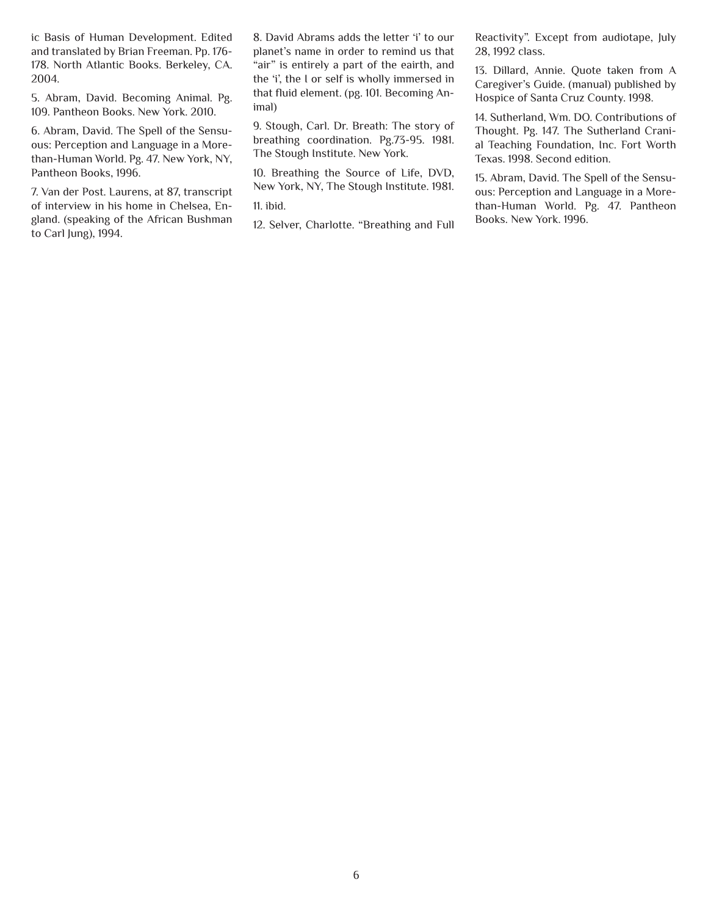ic Basis of Human Development. Edited and translated by Brian Freeman. Pp. 176-178. North Atlantic Books. Berkeley, CA. 2004.

5. Abram, David. Becoming Animal. Pg. 109. Pantheon Books. New York. 2010.

6. Abram, David. The Spell of the Sensuous: Perception and Language in a More-than-Human World. Pg. 47. New York, NY, Pantheon Books, 1996.

7. Van der Post. Laurens, at 87, transcript of interview in his home in Chelsea, England. (speaking of the African Bushman to Carl Jung), 1994.

8. David Abrams adds the letter 'i' to our planet's name in order to remind us that "air" is entirely a part of the eairth, and the 'i', the I or self is wholly immersed in that fluid element. (pg. 101. Becoming Animal)

9. Stough, Carl. Dr. Breath: The story of breathing coordination. Pg.73-95. 1981. The Stough Institute. New York.

10. Breathing the Source of Life, DVD, New York, NY, The Stough Institute. 1981.

11. ibid.

12. Selver, Charlotte. "Breathing and Full Reactivity". Except from audiotape, July 28, 1992 class.

13. Dillard, Annie. Quote taken from A Caregiver's Guide. (manual) published by Hospice of Santa Cruz County. 1998.

14. Sutherland, Wm. DO. Contributions of Thought. Pg. 147. The Sutherland Cranial Teaching Foundation, Inc. Fort Worth Texas. 1998. Second edition.

15. Abram, David. The Spell of the Sensuous: Perception and Language in a More-than-Human World. Pg. 47. Pantheon Books. New York. 1996.